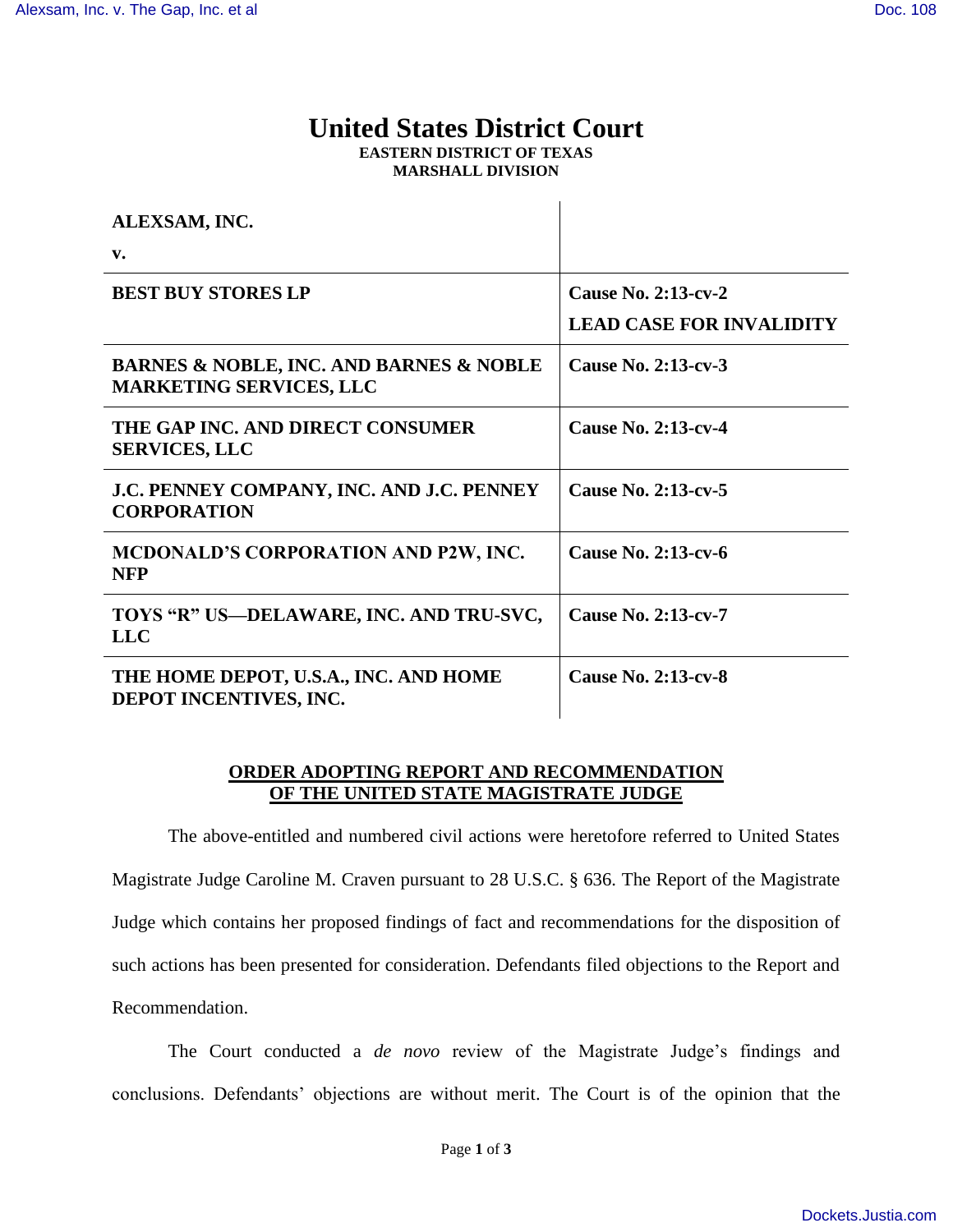# United States District Court

**EASTERN DISTRICT OF TEXAS**
**MARSHALL DIVISION**

| | |
|---|---|
| **ALEXSAM, INC.**<br>**v.** | |
| **BEST BUY STORES LP** | **Cause No. 2:13-cv-2**<br>**LEAD CASE FOR INVALIDITY** |
| **BARNES & NOBLE, INC. AND BARNES & NOBLE MARKETING SERVICES, LLC** | **Cause No. 2:13-cv-3** |
| **THE GAP INC. AND DIRECT CONSUMER SERVICES, LLC** | **Cause No. 2:13-cv-4** |
| **J.C. PENNEY COMPANY, INC. AND J.C. PENNEY CORPORATION** | **Cause No. 2:13-cv-5** |
| **MCDONALD'S CORPORATION AND P2W, INC. NFP** | **Cause No. 2:13-cv-6** |
| **TOYS "R" US—DELAWARE, INC. AND TRU-SVC, LLC** | **Cause No. 2:13-cv-7** |
| **THE HOME DEPOT, U.S.A., INC. AND HOME DEPOT INCENTIVES, INC.** | **Cause No. 2:13-cv-8** |

**ORDER ADOPTING REPORT AND RECOMMENDATION OF THE UNITED STATE MAGISTRATE JUDGE**

The above-entitled and numbered civil actions were heretofore referred to United States Magistrate Judge Caroline M. Craven pursuant to 28 U.S.C. § 636. The Report of the Magistrate Judge which contains her proposed findings of fact and recommendations for the disposition of such actions has been presented for consideration. Defendants filed objections to the Report and Recommendation.

The Court conducted a *de novo* review of the Magistrate Judge's findings and conclusions. Defendants' objections are without merit. The Court is of the opinion that the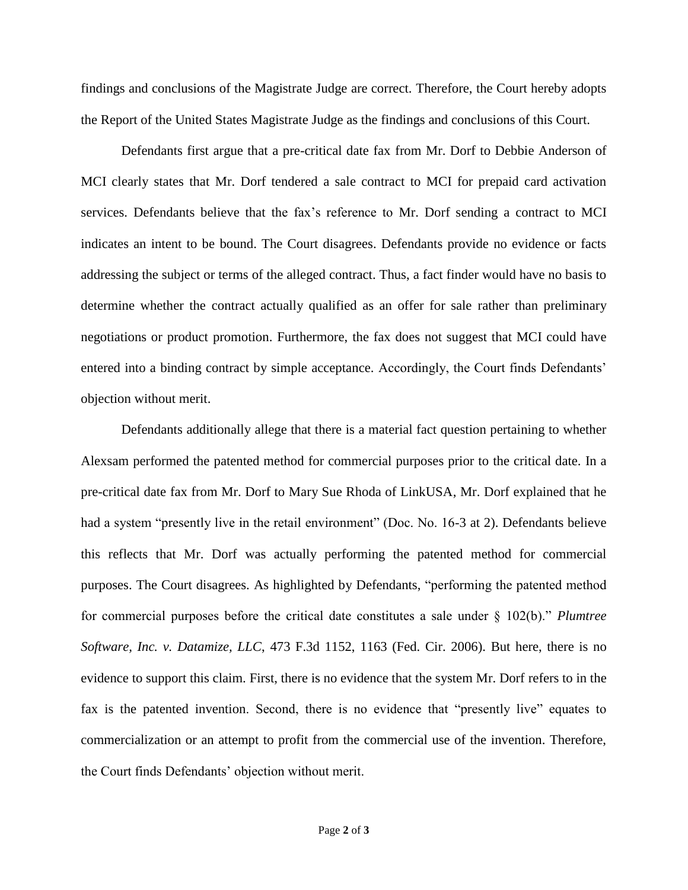findings and conclusions of the Magistrate Judge are correct. Therefore, the Court hereby adopts the Report of the United States Magistrate Judge as the findings and conclusions of this Court.

Defendants first argue that a pre-critical date fax from Mr. Dorf to Debbie Anderson of MCI clearly states that Mr. Dorf tendered a sale contract to MCI for prepaid card activation services. Defendants believe that the fax's reference to Mr. Dorf sending a contract to MCI indicates an intent to be bound. The Court disagrees. Defendants provide no evidence or facts addressing the subject or terms of the alleged contract. Thus, a fact finder would have no basis to determine whether the contract actually qualified as an offer for sale rather than preliminary negotiations or product promotion. Furthermore, the fax does not suggest that MCI could have entered into a binding contract by simple acceptance. Accordingly, the Court finds Defendants' objection without merit.

Defendants additionally allege that there is a material fact question pertaining to whether Alexsam performed the patented method for commercial purposes prior to the critical date. In a pre-critical date fax from Mr. Dorf to Mary Sue Rhoda of LinkUSA, Mr. Dorf explained that he had a system "presently live in the retail environment" (Doc. No. 16-3 at 2). Defendants believe this reflects that Mr. Dorf was actually performing the patented method for commercial purposes. The Court disagrees. As highlighted by Defendants, "performing the patented method for commercial purposes before the critical date constitutes a sale under § 102(b)." *Plumtree Software, Inc. v. Datamize, LLC*, 473 F.3d 1152, 1163 (Fed. Cir. 2006). But here, there is no evidence to support this claim. First, there is no evidence that the system Mr. Dorf refers to in the fax is the patented invention. Second, there is no evidence that "presently live" equates to commercialization or an attempt to profit from the commercial use of the invention. Therefore, the Court finds Defendants' objection without merit.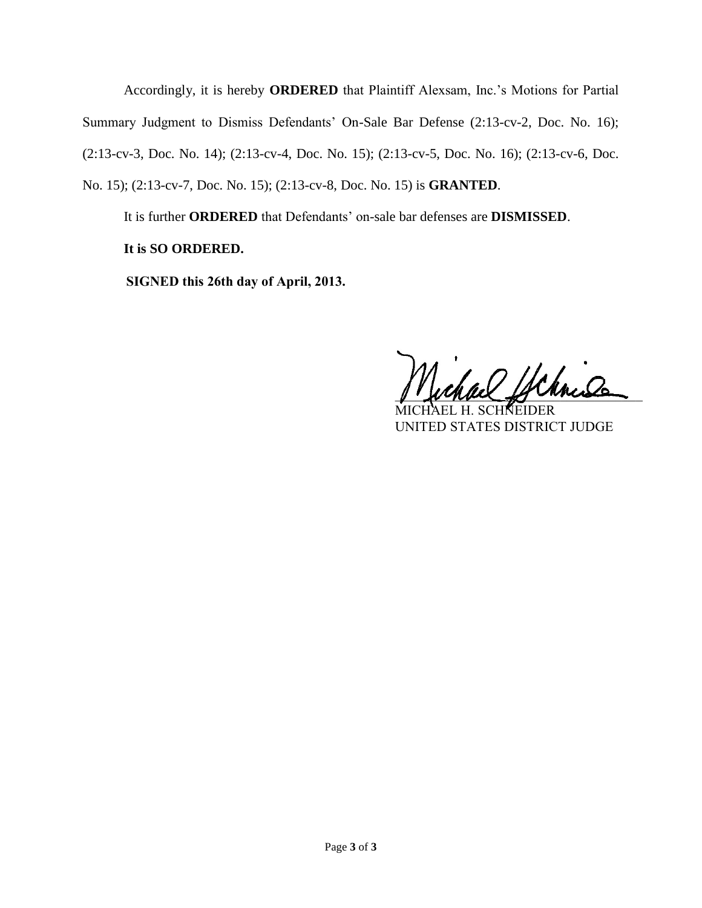Accordingly, it is hereby **ORDERED** that Plaintiff Alexsam, Inc.'s Motions for Partial Summary Judgment to Dismiss Defendants' On-Sale Bar Defense (2:13-cv-2, Doc. No. 16); (2:13-cv-3, Doc. No. 14); (2:13-cv-4, Doc. No. 15); (2:13-cv-5, Doc. No. 16); (2:13-cv-6, Doc. No. 15); (2:13-cv-7, Doc. No. 15); (2:13-cv-8, Doc. No. 15) is **GRANTED**.

It is further **ORDERED** that Defendants' on-sale bar defenses are **DISMISSED**.

**It is SO ORDERED.**

**SIGNED this 26th day of April, 2013.**

MICHAEL H. SCHNEIDER
UNITED STATES DISTRICT JUDGE